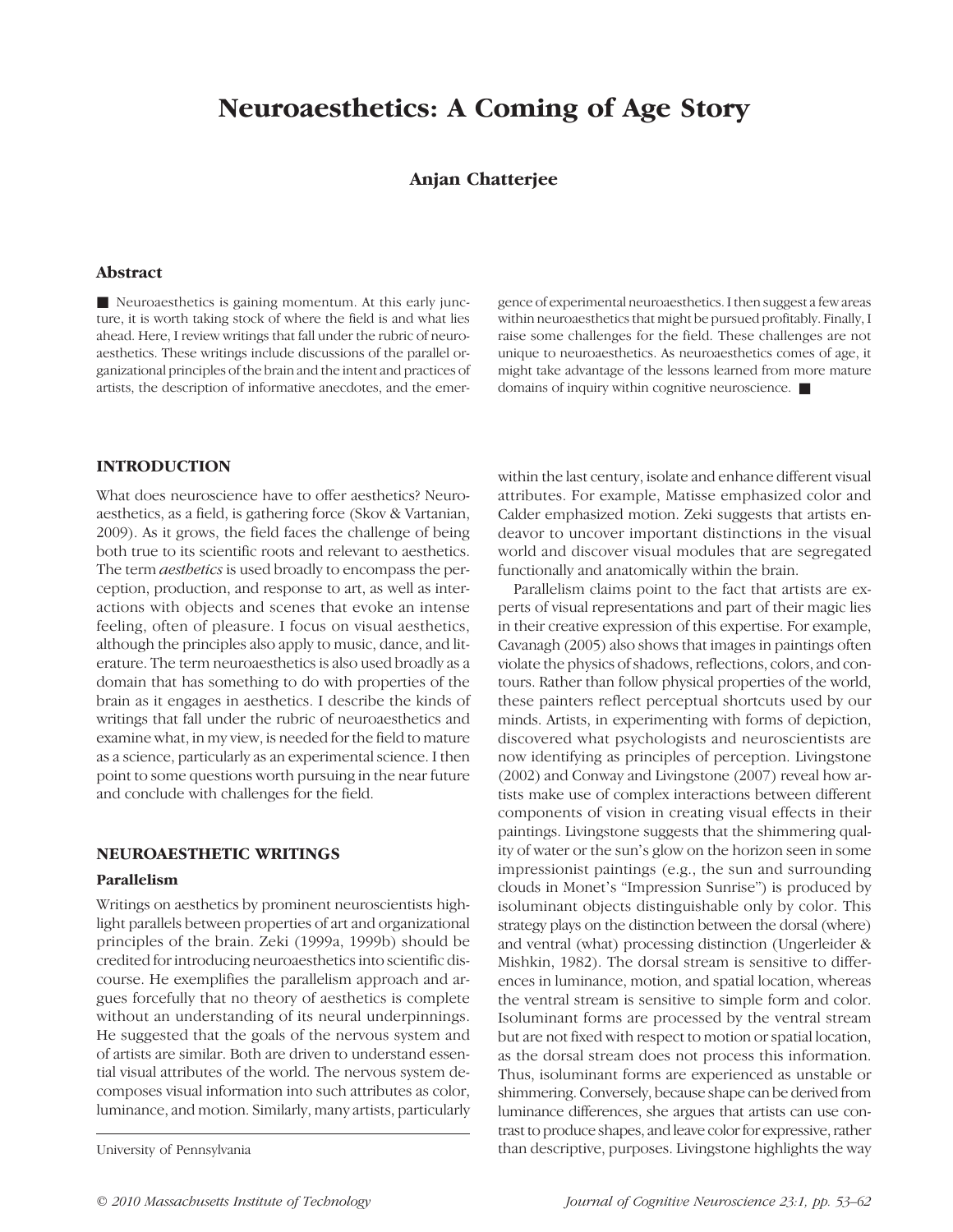# Neuroaesthetics: A Coming of Age Story

**Anjan Chatterjee**

University of Pennsylvania

## Abstract

■ Neuroaesthetics is gaining momentum. At this early juncture, it is worth taking stock of where the field is and what lies ahead. Here, I review writings that fall under the rubric of neuroaesthetics. These writings include discussions of the parallel organizational principles of the brain and the intent and practices of artists, the description of informative anecdotes, and the emergence of experimental neuroaesthetics. I then suggest a few areas within neuroaesthetics that might be pursued profitably. Finally, I raise some challenges for the field. These challenges are not unique to neuroaesthetics. As neuroaesthetics comes of age, it might take advantage of the lessons learned from more mature domains of inquiry within cognitive neuroscience. ■

## INTRODUCTION

What does neuroscience have to offer aesthetics? Neuroaesthetics, as a field, is gathering force (Skov & Vartanian, 2009). As it grows, the field faces the challenge of being both true to its scientific roots and relevant to aesthetics. The term *aesthetics* is used broadly to encompass the perception, production, and response to art, as well as interactions with objects and scenes that evoke an intense feeling, often of pleasure. I focus on visual aesthetics, although the principles also apply to music, dance, and literature. The term neuroaesthetics is also used broadly as a domain that has something to do with properties of the brain as it engages in aesthetics. I describe the kinds of writings that fall under the rubric of neuroaesthetics and examine what, in my view, is needed for the field to mature as a science, particularly as an experimental science. I then point to some questions worth pursuing in the near future and conclude with challenges for the field.

## NEUROAESTHETIC WRITINGS

### Parallelism

Writings on aesthetics by prominent neuroscientists highlight parallels between properties of art and organizational principles of the brain. Zeki (1999a, 1999b) should be credited for introducing neuroaesthetics into scientific discourse. He exemplifies the parallelism approach and argues forcefully that no theory of aesthetics is complete without an understanding of its neural underpinnings. He suggested that the goals of the nervous system and of artists are similar. Both are driven to understand essential visual attributes of the world. The nervous system decomposes visual information into such attributes as color, luminance, and motion. Similarly, many artists, particularly within the last century, isolate and enhance different visual attributes. For example, Matisse emphasized color and Calder emphasized motion. Zeki suggests that artists endeavor to uncover important distinctions in the visual world and discover visual modules that are segregated functionally and anatomically within the brain.

Parallelism claims point to the fact that artists are experts of visual representations and part of their magic lies in their creative expression of this expertise. For example, Cavanagh (2005) also shows that images in paintings often violate the physics of shadows, reflections, colors, and contours. Rather than follow physical properties of the world, these painters reflect perceptual shortcuts used by our minds. Artists, in experimenting with forms of depiction, discovered what psychologists and neuroscientists are now identifying as principles of perception. Livingstone (2002) and Conway and Livingstone (2007) reveal how artists make use of complex interactions between different components of vision in creating visual effects in their paintings. Livingstone suggests that the shimmering quality of water or the sun's glow on the horizon seen in some impressionist paintings (e.g., the sun and surrounding clouds in Monet's "Impression Sunrise") is produced by isoluminant objects distinguishable only by color. This strategy plays on the distinction between the dorsal (where) and ventral (what) processing distinction (Ungerleider & Mishkin, 1982). The dorsal stream is sensitive to differences in luminance, motion, and spatial location, whereas the ventral stream is sensitive to simple form and color. Isoluminant forms are processed by the ventral stream but are not fixed with respect to motion or spatial location, as the dorsal stream does not process this information. Thus, isoluminant forms are experienced as unstable or shimmering. Conversely, because shape can be derived from luminance differences, she argues that artists can use contrast to produce shapes, and leave color for expressive, rather than descriptive, purposes. Livingstone highlights the way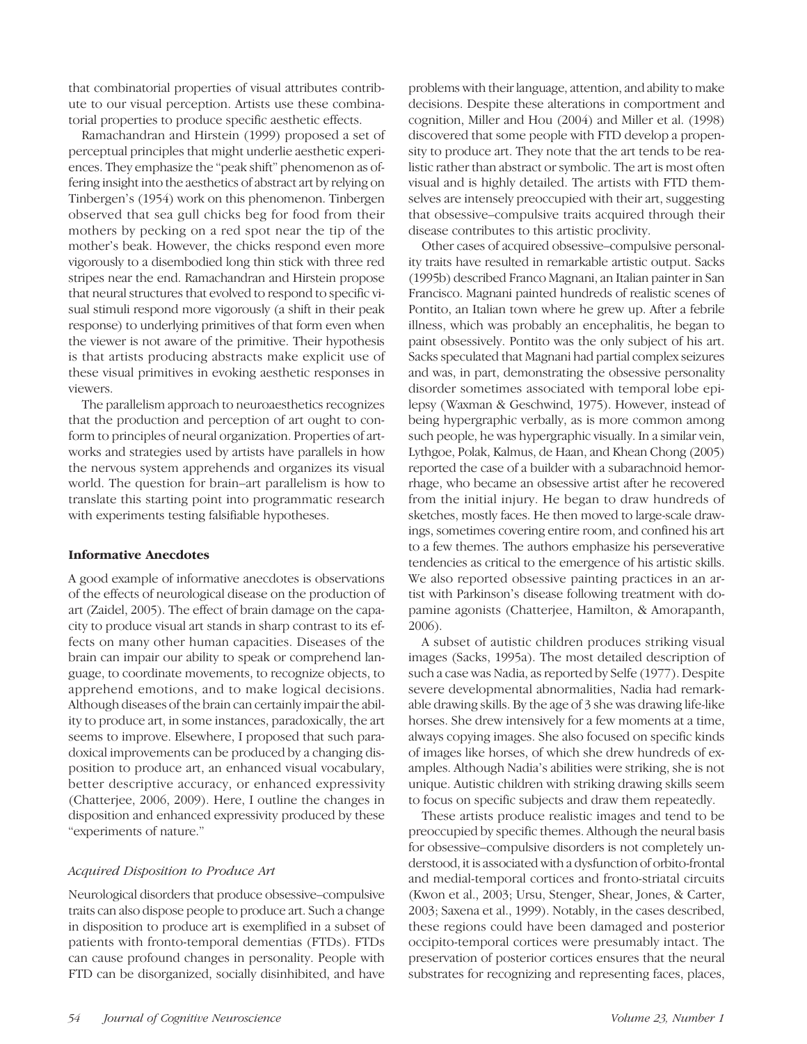that combinatorial properties of visual attributes contribute to our visual perception. Artists use these combinatorial properties to produce specific aesthetic effects.

Ramachandran and Hirstein (1999) proposed a set of perceptual principles that might underlie aesthetic experiences. They emphasize the "peak shift" phenomenon as offering insight into the aesthetics of abstract art by relying on Tinbergen's (1954) work on this phenomenon. Tinbergen observed that sea gull chicks beg for food from their mothers by pecking on a red spot near the tip of the mother's beak. However, the chicks respond even more vigorously to a disembodied long thin stick with three red stripes near the end. Ramachandran and Hirstein propose that neural structures that evolved to respond to specific visual stimuli respond more vigorously (a shift in their peak response) to underlying primitives of that form even when the viewer is not aware of the primitive. Their hypothesis is that artists producing abstracts make explicit use of these visual primitives in evoking aesthetic responses in viewers.

The parallelism approach to neuroaesthetics recognizes that the production and perception of art ought to conform to principles of neural organization. Properties of artworks and strategies used by artists have parallels in how the nervous system apprehends and organizes its visual world. The question for brain–art parallelism is how to translate this starting point into programmatic research with experiments testing falsifiable hypotheses.

## Informative Anecdotes

A good example of informative anecdotes is observations of the effects of neurological disease on the production of art (Zaidel, 2005). The effect of brain damage on the capacity to produce visual art stands in sharp contrast to its effects on many other human capacities. Diseases of the brain can impair our ability to speak or comprehend language, to coordinate movements, to recognize objects, to apprehend emotions, and to make logical decisions. Although diseases of the brain can certainly impair the ability to produce art, in some instances, paradoxically, the art seems to improve. Elsewhere, I proposed that such paradoxical improvements can be produced by a changing disposition to produce art, an enhanced visual vocabulary, better descriptive accuracy, or enhanced expressivity (Chatterjee, 2006, 2009). Here, I outline the changes in disposition and enhanced expressivity produced by these "experiments of nature."

### *Acquired Disposition to Produce Art*

Neurological disorders that produce obsessive–compulsive traits can also dispose people to produce art. Such a change in disposition to produce art is exemplified in a subset of patients with fronto-temporal dementias (FTDs). FTDs can cause profound changes in personality. People with FTD can be disorganized, socially disinhibited, and have problems with their language, attention, and ability to make decisions. Despite these alterations in comportment and cognition, Miller and Hou (2004) and Miller et al. (1998) discovered that some people with FTD develop a propensity to produce art. They note that the art tends to be realistic rather than abstract or symbolic. The art is most often visual and is highly detailed. The artists with FTD themselves are intensely preoccupied with their art, suggesting that obsessive–compulsive traits acquired through their disease contributes to this artistic proclivity.

Other cases of acquired obsessive–compulsive personality traits have resulted in remarkable artistic output. Sacks (1995b) described Franco Magnani, an Italian painter in San Francisco. Magnani painted hundreds of realistic scenes of Pontito, an Italian town where he grew up. After a febrile illness, which was probably an encephalitis, he began to paint obsessively. Pontito was the only subject of his art. Sacks speculated that Magnani had partial complex seizures and was, in part, demonstrating the obsessive personality disorder sometimes associated with temporal lobe epilepsy (Waxman & Geschwind, 1975). However, instead of being hypergraphic verbally, as is more common among such people, he was hypergraphic visually. In a similar vein, Lythgoe, Polak, Kalmus, de Haan, and Khean Chong (2005) reported the case of a builder with a subarachnoid hemorrhage, who became an obsessive artist after he recovered from the initial injury. He began to draw hundreds of sketches, mostly faces. He then moved to large-scale drawings, sometimes covering entire room, and confined his art to a few themes. The authors emphasize his perseverative tendencies as critical to the emergence of his artistic skills. We also reported obsessive painting practices in an artist with Parkinson's disease following treatment with dopamine agonists (Chatterjee, Hamilton, & Amorapanth, 2006).

A subset of autistic children produces striking visual images (Sacks, 1995a). The most detailed description of such a case was Nadia, as reported by Selfe (1977). Despite severe developmental abnormalities, Nadia had remarkable drawing skills. By the age of 3 she was drawing life-like horses. She drew intensively for a few moments at a time, always copying images. She also focused on specific kinds of images like horses, of which she drew hundreds of examples. Although Nadia's abilities were striking, she is not unique. Autistic children with striking drawing skills seem to focus on specific subjects and draw them repeatedly.

These artists produce realistic images and tend to be preoccupied by specific themes. Although the neural basis for obsessive–compulsive disorders is not completely understood, it is associated with a dysfunction of orbito-frontal and medial-temporal cortices and fronto-striatal circuits (Kwon et al., 2003; Ursu, Stenger, Shear, Jones, & Carter, 2003; Saxena et al., 1999). Notably, in the cases described, these regions could have been damaged and posterior occipito-temporal cortices were presumably intact. The preservation of posterior cortices ensures that the neural substrates for recognizing and representing faces, places,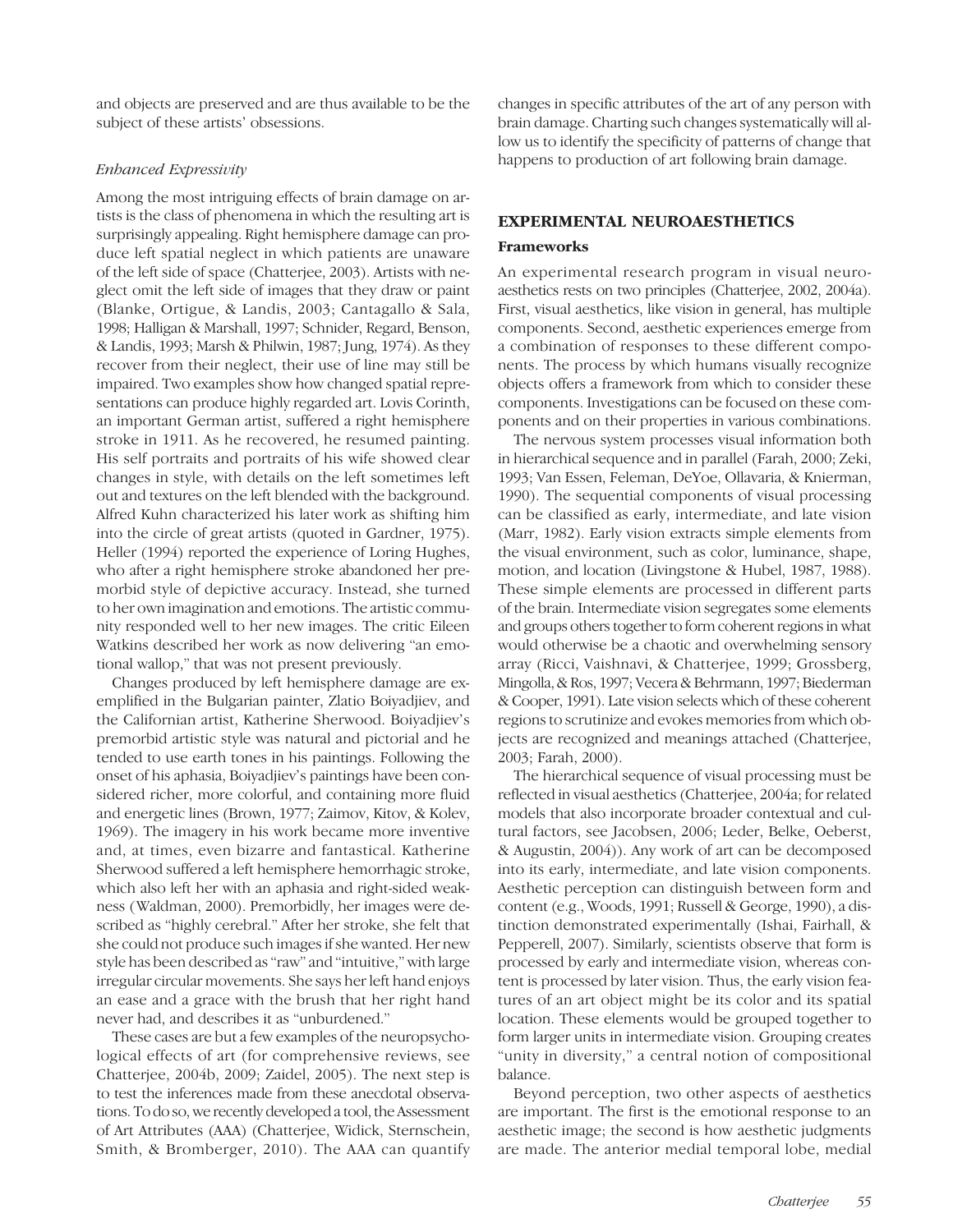and objects are preserved and are thus available to be the subject of these artists' obsessions.

### *Enhanced Expressivity*

Among the most intriguing effects of brain damage on artists is the class of phenomena in which the resulting art is surprisingly appealing. Right hemisphere damage can produce left spatial neglect in which patients are unaware of the left side of space (Chatterjee, 2003). Artists with neglect omit the left side of images that they draw or paint (Blanke, Ortigue, & Landis, 2003; Cantagallo & Sala, 1998; Halligan & Marshall, 1997; Schnider, Regard, Benson, & Landis, 1993; Marsh & Philwin, 1987; Jung, 1974). As they recover from their neglect, their use of line may still be impaired. Two examples show how changed spatial representations can produce highly regarded art. Lovis Corinth, an important German artist, suffered a right hemisphere stroke in 1911. As he recovered, he resumed painting. His self portraits and portraits of his wife showed clear changes in style, with details on the left sometimes left out and textures on the left blended with the background. Alfred Kuhn characterized his later work as shifting him into the circle of great artists (quoted in Gardner, 1975). Heller (1994) reported the experience of Loring Hughes, who after a right hemisphere stroke abandoned her premorbid style of depictive accuracy. Instead, she turned to her own imagination and emotions. The artistic community responded well to her new images. The critic Eileen Watkins described her work as now delivering "an emotional wallop," that was not present previously.

Changes produced by left hemisphere damage are exemplified in the Bulgarian painter, Zlatio Boiyadjiev, and the Californian artist, Katherine Sherwood. Boiyadjiev's premorbid artistic style was natural and pictorial and he tended to use earth tones in his paintings. Following the onset of his aphasia, Boiyadjiev's paintings have been considered richer, more colorful, and containing more fluid and energetic lines (Brown, 1977; Zaimov, Kitov, & Kolev, 1969). The imagery in his work became more inventive and, at times, even bizarre and fantastical. Katherine Sherwood suffered a left hemisphere hemorrhagic stroke, which also left her with an aphasia and right-sided weakness (Waldman, 2000). Premorbidly, her images were described as "highly cerebral." After her stroke, she felt that she could not produce such images if she wanted. Her new style has been described as "raw" and "intuitive," with large irregular circular movements. She says her left hand enjoys an ease and a grace with the brush that her right hand never had, and describes it as "unburdened."

These cases are but a few examples of the neuropsychological effects of art (for comprehensive reviews, see Chatterjee, 2004b, 2009; Zaidel, 2005). The next step is to test the inferences made from these anecdotal observations. To do so, we recently developed a tool, the Assessment of Art Attributes (AAA) (Chatterjee, Widick, Sternschein, Smith, & Bromberger, 2010). The AAA can quantify changes in specific attributes of the art of any person with brain damage. Charting such changes systematically will allow us to identify the specificity of patterns of change that happens to production of art following brain damage.

## EXPERIMENTAL NEUROAESTHETICS

### Frameworks

An experimental research program in visual neuroaesthetics rests on two principles (Chatterjee, 2002, 2004a). First, visual aesthetics, like vision in general, has multiple components. Second, aesthetic experiences emerge from a combination of responses to these different components. The process by which humans visually recognize objects offers a framework from which to consider these components. Investigations can be focused on these components and on their properties in various combinations.

The nervous system processes visual information both in hierarchical sequence and in parallel (Farah, 2000; Zeki, 1993; Van Essen, Feleman, DeYoe, Ollavaria, & Knierman, 1990). The sequential components of visual processing can be classified as early, intermediate, and late vision (Marr, 1982). Early vision extracts simple elements from the visual environment, such as color, luminance, shape, motion, and location (Livingstone & Hubel, 1987, 1988). These simple elements are processed in different parts of the brain. Intermediate vision segregates some elements and groups others together to form coherent regions in what would otherwise be a chaotic and overwhelming sensory array (Ricci, Vaishnavi, & Chatterjee, 1999; Grossberg, Mingolla, & Ros, 1997; Vecera & Behrmann, 1997; Biederman & Cooper, 1991). Late vision selects which of these coherent regions to scrutinize and evokes memories from which objects are recognized and meanings attached (Chatterjee, 2003; Farah, 2000).

The hierarchical sequence of visual processing must be reflected in visual aesthetics (Chatterjee, 2004a; for related models that also incorporate broader contextual and cultural factors, see Jacobsen, 2006; Leder, Belke, Oeberst, & Augustin, 2004)). Any work of art can be decomposed into its early, intermediate, and late vision components. Aesthetic perception can distinguish between form and content (e.g., Woods, 1991; Russell & George, 1990), a distinction demonstrated experimentally (Ishai, Fairhall, & Pepperell, 2007). Similarly, scientists observe that form is processed by early and intermediate vision, whereas content is processed by later vision. Thus, the early vision features of an art object might be its color and its spatial location. These elements would be grouped together to form larger units in intermediate vision. Grouping creates "unity in diversity," a central notion of compositional balance.

Beyond perception, two other aspects of aesthetics are important. The first is the emotional response to an aesthetic image; the second is how aesthetic judgments are made. The anterior medial temporal lobe, medial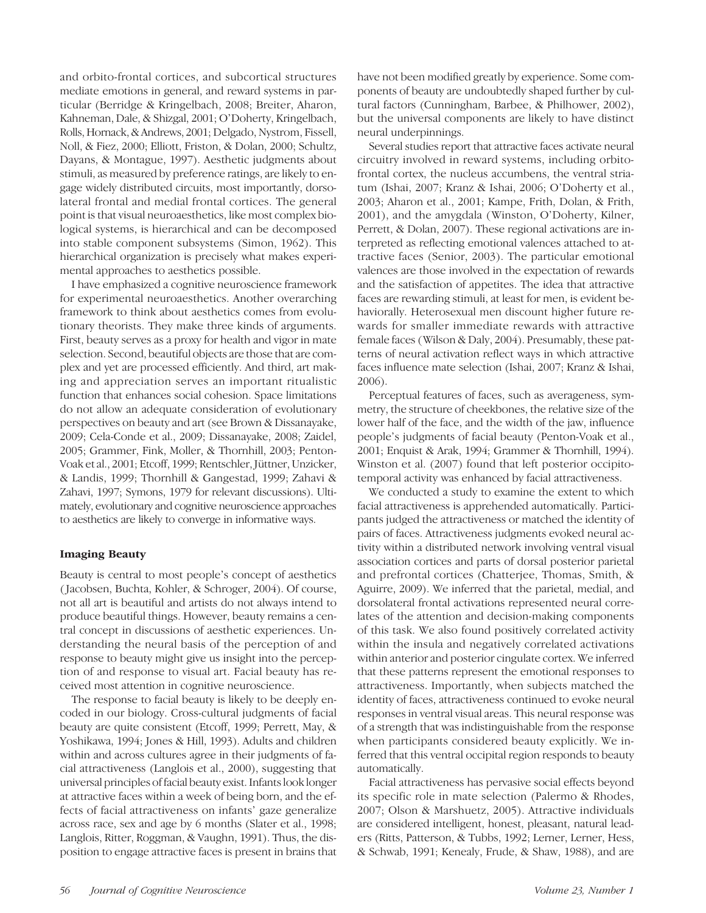and orbito-frontal cortices, and subcortical structures mediate emotions in general, and reward systems in particular (Berridge & Kringelbach, 2008; Breiter, Aharon, Kahneman, Dale, & Shizgal, 2001; O'Doherty, Kringelbach, Rolls, Hornack, & Andrews, 2001; Delgado, Nystrom, Fissell, Noll, & Fiez, 2000; Elliott, Friston, & Dolan, 2000; Schultz, Dayans, & Montague, 1997). Aesthetic judgments about stimuli, as measured by preference ratings, are likely to engage widely distributed circuits, most importantly, dorsolateral frontal and medial frontal cortices. The general point is that visual neuroaesthetics, like most complex biological systems, is hierarchical and can be decomposed into stable component subsystems (Simon, 1962). This hierarchical organization is precisely what makes experimental approaches to aesthetics possible.

I have emphasized a cognitive neuroscience framework for experimental neuroaesthetics. Another overarching framework to think about aesthetics comes from evolutionary theorists. They make three kinds of arguments. First, beauty serves as a proxy for health and vigor in mate selection. Second, beautiful objects are those that are complex and yet are processed efficiently. And third, art making and appreciation serves an important ritualistic function that enhances social cohesion. Space limitations do not allow an adequate consideration of evolutionary perspectives on beauty and art (see Brown & Dissanayake, 2009; Cela-Conde et al., 2009; Dissanayake, 2008; Zaidel, 2005; Grammer, Fink, Moller, & Thornhill, 2003; Penton-Voak et al., 2001; Etcoff, 1999; Rentschler, Jüttner, Unzicker, & Landis, 1999; Thornhill & Gangestad, 1999; Zahavi & Zahavi, 1997; Symons, 1979 for relevant discussions). Ultimately, evolutionary and cognitive neuroscience approaches to aesthetics are likely to converge in informative ways.

## Imaging Beauty

Beauty is central to most people's concept of aesthetics (Jacobsen, Buchta, Kohler, & Schroger, 2004). Of course, not all art is beautiful and artists do not always intend to produce beautiful things. However, beauty remains a central concept in discussions of aesthetic experiences. Understanding the neural basis of the perception of and response to beauty might give us insight into the perception of and response to visual art. Facial beauty has received most attention in cognitive neuroscience.

The response to facial beauty is likely to be deeply encoded in our biology. Cross-cultural judgments of facial beauty are quite consistent (Etcoff, 1999; Perrett, May, & Yoshikawa, 1994; Jones & Hill, 1993). Adults and children within and across cultures agree in their judgments of facial attractiveness (Langlois et al., 2000), suggesting that universal principles of facial beauty exist. Infants look longer at attractive faces within a week of being born, and the effects of facial attractiveness on infants' gaze generalize across race, sex and age by 6 months (Slater et al., 1998; Langlois, Ritter, Roggman, & Vaughn, 1991). Thus, the disposition to engage attractive faces is present in brains that have not been modified greatly by experience. Some components of beauty are undoubtedly shaped further by cultural factors (Cunningham, Barbee, & Philhower, 2002), but the universal components are likely to have distinct neural underpinnings.

Several studies report that attractive faces activate neural circuitry involved in reward systems, including orbitofrontal cortex, the nucleus accumbens, the ventral striatum (Ishai, 2007; Kranz & Ishai, 2006; O'Doherty et al., 2003; Aharon et al., 2001; Kampe, Frith, Dolan, & Frith, 2001), and the amygdala (Winston, O'Doherty, Kilner, Perrett, & Dolan, 2007). These regional activations are interpreted as reflecting emotional valences attached to attractive faces (Senior, 2003). The particular emotional valences are those involved in the expectation of rewards and the satisfaction of appetites. The idea that attractive faces are rewarding stimuli, at least for men, is evident behaviorally. Heterosexual men discount higher future rewards for smaller immediate rewards with attractive female faces (Wilson & Daly, 2004). Presumably, these patterns of neural activation reflect ways in which attractive faces influence mate selection (Ishai, 2007; Kranz & Ishai, 2006).

Perceptual features of faces, such as averageness, symmetry, the structure of cheekbones, the relative size of the lower half of the face, and the width of the jaw, influence people's judgments of facial beauty (Penton-Voak et al., 2001; Enquist & Arak, 1994; Grammer & Thornhill, 1994). Winston et al. (2007) found that left posterior occipitotemporal activity was enhanced by facial attractiveness.

We conducted a study to examine the extent to which facial attractiveness is apprehended automatically. Participants judged the attractiveness or matched the identity of pairs of faces. Attractiveness judgments evoked neural activity within a distributed network involving ventral visual association cortices and parts of dorsal posterior parietal and prefrontal cortices (Chatterjee, Thomas, Smith, & Aguirre, 2009). We inferred that the parietal, medial, and dorsolateral frontal activations represented neural correlates of the attention and decision-making components of this task. We also found positively correlated activity within the insula and negatively correlated activations within anterior and posterior cingulate cortex. We inferred that these patterns represent the emotional responses to attractiveness. Importantly, when subjects matched the identity of faces, attractiveness continued to evoke neural responses in ventral visual areas. This neural response was of a strength that was indistinguishable from the response when participants considered beauty explicitly. We inferred that this ventral occipital region responds to beauty automatically.

Facial attractiveness has pervasive social effects beyond its specific role in mate selection (Palermo & Rhodes, 2007; Olson & Marshuetz, 2005). Attractive individuals are considered intelligent, honest, pleasant, natural leaders (Ritts, Patterson, & Tubbs, 1992; Lerner, Lerner, Hess, & Schwab, 1991; Kenealy, Frude, & Shaw, 1988), and are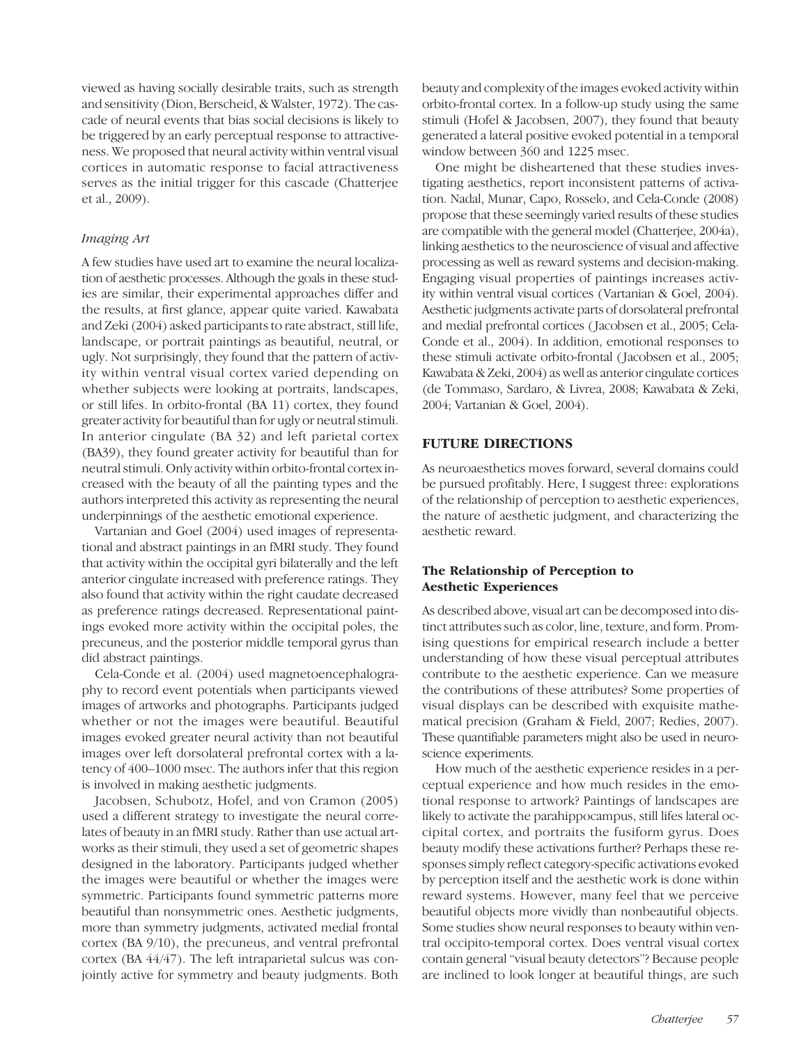viewed as having socially desirable traits, such as strength and sensitivity (Dion, Berscheid, & Walster, 1972). The cascade of neural events that bias social decisions is likely to be triggered by an early perceptual response to attractiveness. We proposed that neural activity within ventral visual cortices in automatic response to facial attractiveness serves as the initial trigger for this cascade (Chatterjee et al., 2009).

### *Imaging Art*

A few studies have used art to examine the neural localization of aesthetic processes. Although the goals in these studies are similar, their experimental approaches differ and the results, at first glance, appear quite varied. Kawabata and Zeki (2004) asked participants to rate abstract, still life, landscape, or portrait paintings as beautiful, neutral, or ugly. Not surprisingly, they found that the pattern of activity within ventral visual cortex varied depending on whether subjects were looking at portraits, landscapes, or still lifes. In orbito-frontal (BA 11) cortex, they found greater activity for beautiful than for ugly or neutral stimuli. In anterior cingulate (BA 32) and left parietal cortex (BA39), they found greater activity for beautiful than for neutral stimuli. Only activity within orbito-frontal cortex increased with the beauty of all the painting types and the authors interpreted this activity as representing the neural underpinnings of the aesthetic emotional experience.

Vartanian and Goel (2004) used images of representational and abstract paintings in an fMRI study. They found that activity within the occipital gyri bilaterally and the left anterior cingulate increased with preference ratings. They also found that activity within the right caudate decreased as preference ratings decreased. Representational paintings evoked more activity within the occipital poles, the precuneus, and the posterior middle temporal gyrus than did abstract paintings.

Cela-Conde et al. (2004) used magnetoencephalography to record event potentials when participants viewed images of artworks and photographs. Participants judged whether or not the images were beautiful. Beautiful images evoked greater neural activity than not beautiful images over left dorsolateral prefrontal cortex with a latency of 400–1000 msec. The authors infer that this region is involved in making aesthetic judgments.

Jacobsen, Schubotz, Hofel, and von Cramon (2005) used a different strategy to investigate the neural correlates of beauty in an fMRI study. Rather than use actual artworks as their stimuli, they used a set of geometric shapes designed in the laboratory. Participants judged whether the images were beautiful or whether the images were symmetric. Participants found symmetric patterns more beautiful than nonsymmetric ones. Aesthetic judgments, more than symmetry judgments, activated medial frontal cortex (BA 9/10), the precuneus, and ventral prefrontal cortex (BA 44/47). The left intraparietal sulcus was conjointly active for symmetry and beauty judgments. Both beauty and complexity of the images evoked activity within orbito-frontal cortex. In a follow-up study using the same stimuli (Hofel & Jacobsen, 2007), they found that beauty generated a lateral positive evoked potential in a temporal window between 360 and 1225 msec.

One might be disheartened that these studies investigating aesthetics, report inconsistent patterns of activation. Nadal, Munar, Capo, Rosselo, and Cela-Conde (2008) propose that these seemingly varied results of these studies are compatible with the general model (Chatterjee, 2004a), linking aesthetics to the neuroscience of visual and affective processing as well as reward systems and decision-making. Engaging visual properties of paintings increases activity within ventral visual cortices (Vartanian & Goel, 2004). Aesthetic judgments activate parts of dorsolateral prefrontal and medial prefrontal cortices (Jacobsen et al., 2005; Cela-Conde et al., 2004). In addition, emotional responses to these stimuli activate orbito-frontal (Jacobsen et al., 2005; Kawabata & Zeki, 2004) as well as anterior cingulate cortices (de Tommaso, Sardaro, & Livrea, 2008; Kawabata & Zeki, 2004; Vartanian & Goel, 2004).

## FUTURE DIRECTIONS

As neuroaesthetics moves forward, several domains could be pursued profitably. Here, I suggest three: explorations of the relationship of perception to aesthetic experiences, the nature of aesthetic judgment, and characterizing the aesthetic reward.

### The Relationship of Perception to Aesthetic Experiences

As described above, visual art can be decomposed into distinct attributes such as color, line, texture, and form. Promising questions for empirical research include a better understanding of how these visual perceptual attributes contribute to the aesthetic experience. Can we measure the contributions of these attributes? Some properties of visual displays can be described with exquisite mathematical precision (Graham & Field, 2007; Redies, 2007). These quantifiable parameters might also be used in neuroscience experiments.

How much of the aesthetic experience resides in a perceptual experience and how much resides in the emotional response to artwork? Paintings of landscapes are likely to activate the parahippocampus, still lifes lateral occipital cortex, and portraits the fusiform gyrus. Does beauty modify these activations further? Perhaps these responses simply reflect category-specific activations evoked by perception itself and the aesthetic work is done within reward systems. However, many feel that we perceive beautiful objects more vividly than nonbeautiful objects. Some studies show neural responses to beauty within ventral occipito-temporal cortex. Does ventral visual cortex contain general "visual beauty detectors"? Because people are inclined to look longer at beautiful things, are such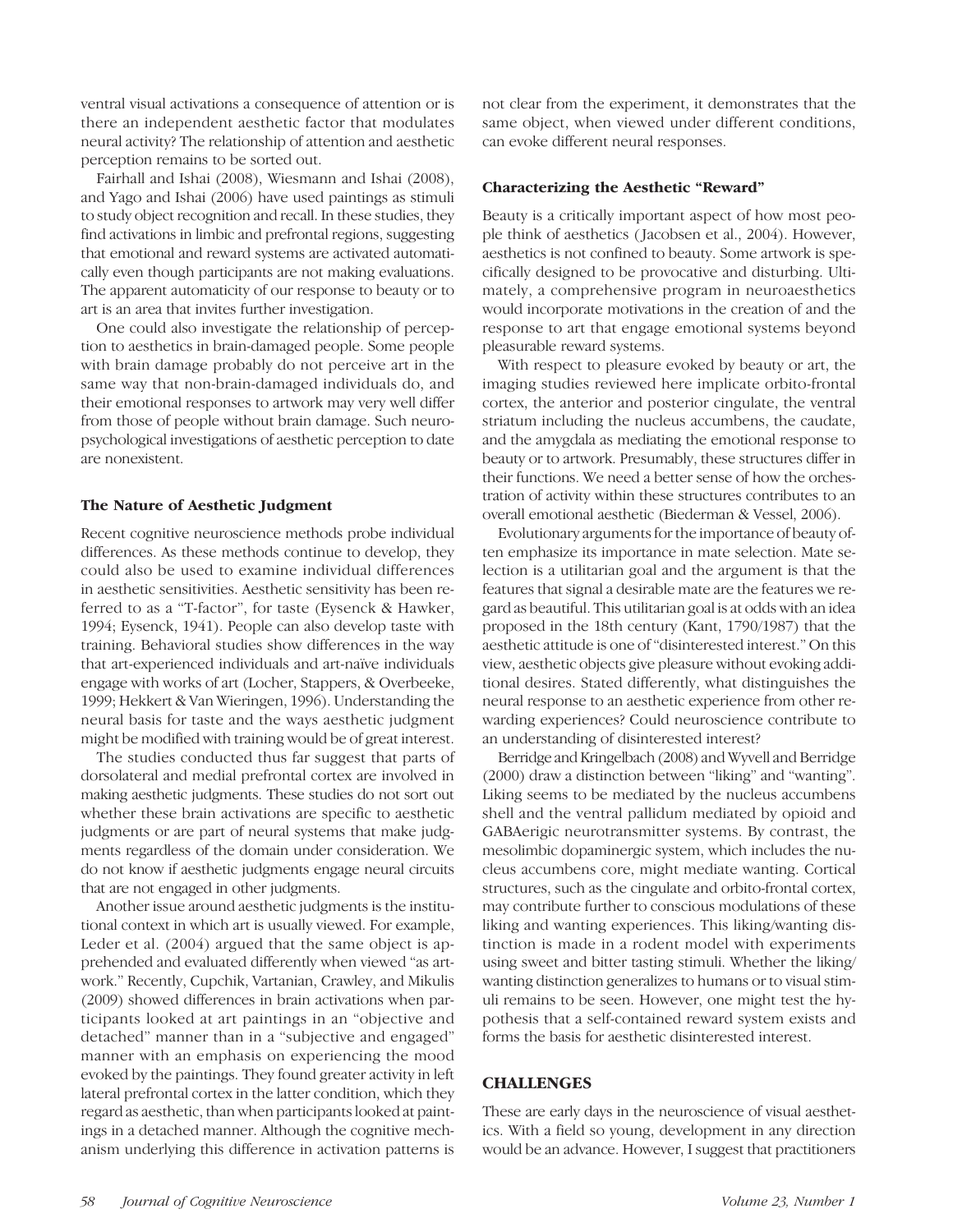ventral visual activations a consequence of attention or is there an independent aesthetic factor that modulates neural activity? The relationship of attention and aesthetic perception remains to be sorted out.

Fairhall and Ishai (2008), Wiesmann and Ishai (2008), and Yago and Ishai (2006) have used paintings as stimuli to study object recognition and recall. In these studies, they find activations in limbic and prefrontal regions, suggesting that emotional and reward systems are activated automatically even though participants are not making evaluations. The apparent automaticity of our response to beauty or to art is an area that invites further investigation.

One could also investigate the relationship of perception to aesthetics in brain-damaged people. Some people with brain damage probably do not perceive art in the same way that non-brain-damaged individuals do, and their emotional responses to artwork may very well differ from those of people without brain damage. Such neuropsychological investigations of aesthetic perception to date are nonexistent.

### The Nature of Aesthetic Judgment

Recent cognitive neuroscience methods probe individual differences. As these methods continue to develop, they could also be used to examine individual differences in aesthetic sensitivities. Aesthetic sensitivity has been referred to as a "T-factor", for taste (Eysenck & Hawker, 1994; Eysenck, 1941). People can also develop taste with training. Behavioral studies show differences in the way that art-experienced individuals and art-naïve individuals engage with works of art (Locher, Stappers, & Overbeeke, 1999; Hekkert & Van Wieringen, 1996). Understanding the neural basis for taste and the ways aesthetic judgment might be modified with training would be of great interest.

The studies conducted thus far suggest that parts of dorsolateral and medial prefrontal cortex are involved in making aesthetic judgments. These studies do not sort out whether these brain activations are specific to aesthetic judgments or are part of neural systems that make judgments regardless of the domain under consideration. We do not know if aesthetic judgments engage neural circuits that are not engaged in other judgments.

Another issue around aesthetic judgments is the institutional context in which art is usually viewed. For example, Leder et al. (2004) argued that the same object is apprehended and evaluated differently when viewed "as artwork." Recently, Cupchik, Vartanian, Crawley, and Mikulis (2009) showed differences in brain activations when participants looked at art paintings in an "objective and detached" manner than in a "subjective and engaged" manner with an emphasis on experiencing the mood evoked by the paintings. They found greater activity in left lateral prefrontal cortex in the latter condition, which they regard as aesthetic, than when participants looked at paintings in a detached manner. Although the cognitive mechanism underlying this difference in activation patterns is not clear from the experiment, it demonstrates that the same object, when viewed under different conditions, can evoke different neural responses.

### Characterizing the Aesthetic "Reward"

Beauty is a critically important aspect of how most people think of aesthetics (Jacobsen et al., 2004). However, aesthetics is not confined to beauty. Some artwork is specifically designed to be provocative and disturbing. Ultimately, a comprehensive program in neuroaesthetics would incorporate motivations in the creation of and the response to art that engage emotional systems beyond pleasurable reward systems.

With respect to pleasure evoked by beauty or art, the imaging studies reviewed here implicate orbito-frontal cortex, the anterior and posterior cingulate, the ventral striatum including the nucleus accumbens, the caudate, and the amygdala as mediating the emotional response to beauty or to artwork. Presumably, these structures differ in their functions. We need a better sense of how the orchestration of activity within these structures contributes to an overall emotional aesthetic (Biederman & Vessel, 2006).

Evolutionary arguments for the importance of beauty often emphasize its importance in mate selection. Mate selection is a utilitarian goal and the argument is that the features that signal a desirable mate are the features we regard as beautiful. This utilitarian goal is at odds with an idea proposed in the 18th century (Kant, 1790/1987) that the aesthetic attitude is one of "disinterested interest." On this view, aesthetic objects give pleasure without evoking additional desires. Stated differently, what distinguishes the neural response to an aesthetic experience from other rewarding experiences? Could neuroscience contribute to an understanding of disinterested interest?

Berridge and Kringelbach (2008) and Wyvell and Berridge (2000) draw a distinction between "liking" and "wanting". Liking seems to be mediated by the nucleus accumbens shell and the ventral pallidum mediated by opioid and GABAerigic neurotransmitter systems. By contrast, the mesolimbic dopaminergic system, which includes the nucleus accumbens core, might mediate wanting. Cortical structures, such as the cingulate and orbito-frontal cortex, may contribute further to conscious modulations of these liking and wanting experiences. This liking/wanting distinction is made in a rodent model with experiments using sweet and bitter tasting stimuli. Whether the liking/wanting distinction generalizes to humans or to visual stimuli remains to be seen. However, one might test the hypothesis that a self-contained reward system exists and forms the basis for aesthetic disinterested interest.

## CHALLENGES

These are early days in the neuroscience of visual aesthetics. With a field so young, development in any direction would be an advance. However, I suggest that practitioners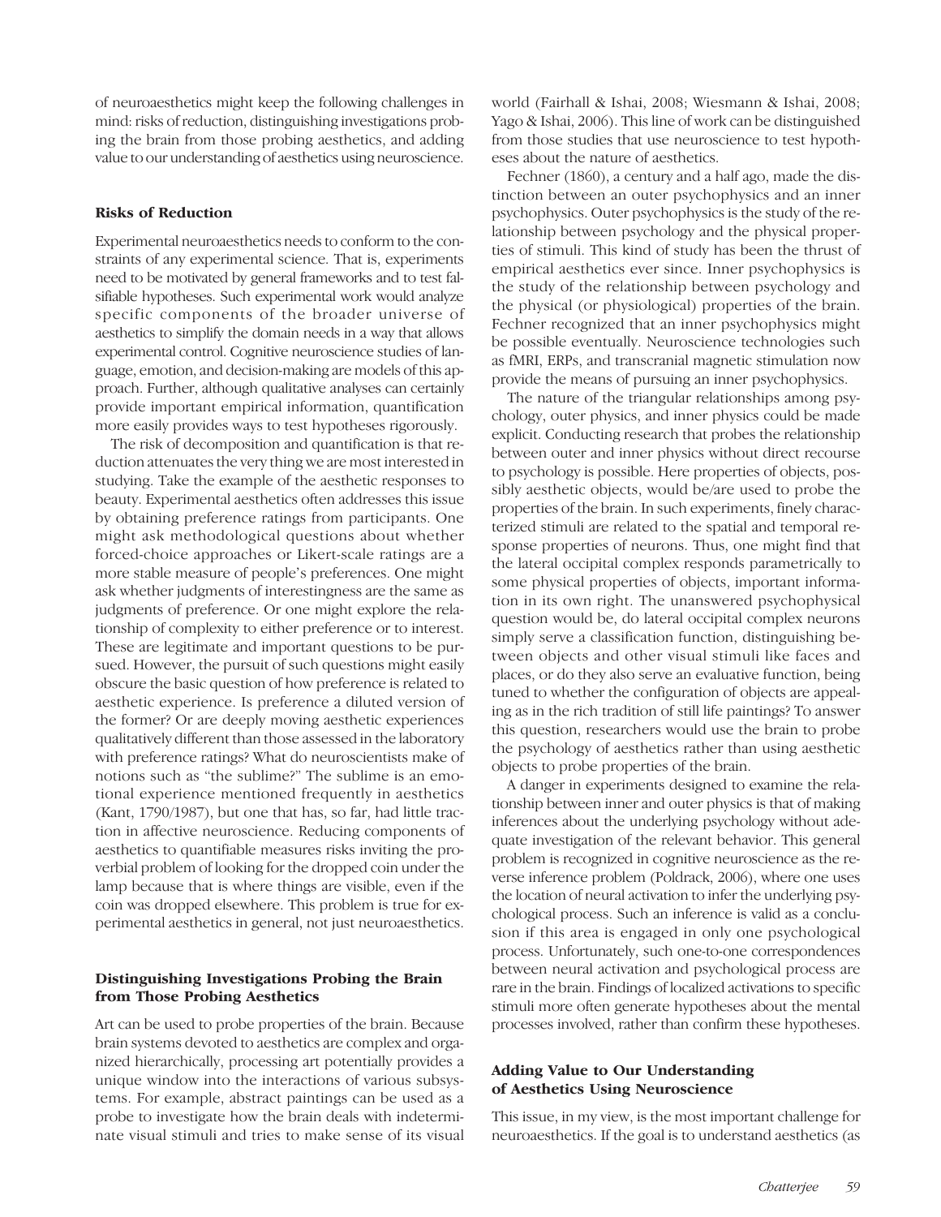of neuroaesthetics might keep the following challenges in mind: risks of reduction, distinguishing investigations probing the brain from those probing aesthetics, and adding value to our understanding of aesthetics using neuroscience.

### Risks of Reduction

Experimental neuroaesthetics needs to conform to the constraints of any experimental science. That is, experiments need to be motivated by general frameworks and to test falsifiable hypotheses. Such experimental work would analyze specific components of the broader universe of aesthetics to simplify the domain needs in a way that allows experimental control. Cognitive neuroscience studies of language, emotion, and decision-making are models of this approach. Further, although qualitative analyses can certainly provide important empirical information, quantification more easily provides ways to test hypotheses rigorously.

The risk of decomposition and quantification is that reduction attenuates the very thing we are most interested in studying. Take the example of the aesthetic responses to beauty. Experimental aesthetics often addresses this issue by obtaining preference ratings from participants. One might ask methodological questions about whether forced-choice approaches or Likert-scale ratings are a more stable measure of people's preferences. One might ask whether judgments of interestingness are the same as judgments of preference. Or one might explore the relationship of complexity to either preference or to interest. These are legitimate and important questions to be pursued. However, the pursuit of such questions might easily obscure the basic question of how preference is related to aesthetic experience. Is preference a diluted version of the former? Or are deeply moving aesthetic experiences qualitatively different than those assessed in the laboratory with preference ratings? What do neuroscientists make of notions such as "the sublime?" The sublime is an emotional experience mentioned frequently in aesthetics (Kant, 1790/1987), but one that has, so far, had little traction in affective neuroscience. Reducing components of aesthetics to quantifiable measures risks inviting the proverbial problem of looking for the dropped coin under the lamp because that is where things are visible, even if the coin was dropped elsewhere. This problem is true for experimental aesthetics in general, not just neuroaesthetics.

### Distinguishing Investigations Probing the Brain from Those Probing Aesthetics

Art can be used to probe properties of the brain. Because brain systems devoted to aesthetics are complex and organized hierarchically, processing art potentially provides a unique window into the interactions of various subsystems. For example, abstract paintings can be used as a probe to investigate how the brain deals with indeterminate visual stimuli and tries to make sense of its visual world (Fairhall & Ishai, 2008; Wiesmann & Ishai, 2008; Yago & Ishai, 2006). This line of work can be distinguished from those studies that use neuroscience to test hypotheses about the nature of aesthetics.

Fechner (1860), a century and a half ago, made the distinction between an outer psychophysics and an inner psychophysics. Outer psychophysics is the study of the relationship between psychology and the physical properties of stimuli. This kind of study has been the thrust of empirical aesthetics ever since. Inner psychophysics is the study of the relationship between psychology and the physical (or physiological) properties of the brain. Fechner recognized that an inner psychophysics might be possible eventually. Neuroscience technologies such as fMRI, ERPs, and transcranial magnetic stimulation now provide the means of pursuing an inner psychophysics.

The nature of the triangular relationships among psychology, outer physics, and inner physics could be made explicit. Conducting research that probes the relationship between outer and inner physics without direct recourse to psychology is possible. Here properties of objects, possibly aesthetic objects, would be/are used to probe the properties of the brain. In such experiments, finely characterized stimuli are related to the spatial and temporal response properties of neurons. Thus, one might find that the lateral occipital complex responds parametrically to some physical properties of objects, important information in its own right. The unanswered psychophysical question would be, do lateral occipital complex neurons simply serve a classification function, distinguishing between objects and other visual stimuli like faces and places, or do they also serve an evaluative function, being tuned to whether the configuration of objects are appealing as in the rich tradition of still life paintings? To answer this question, researchers would use the brain to probe the psychology of aesthetics rather than using aesthetic objects to probe properties of the brain.

A danger in experiments designed to examine the relationship between inner and outer physics is that of making inferences about the underlying psychology without adequate investigation of the relevant behavior. This general problem is recognized in cognitive neuroscience as the reverse inference problem (Poldrack, 2006), where one uses the location of neural activation to infer the underlying psychological process. Such an inference is valid as a conclusion if this area is engaged in only one psychological process. Unfortunately, such one-to-one correspondences between neural activation and psychological process are rare in the brain. Findings of localized activations to specific stimuli more often generate hypotheses about the mental processes involved, rather than confirm these hypotheses.

### Adding Value to Our Understanding of Aesthetics Using Neuroscience

This issue, in my view, is the most important challenge for neuroaesthetics. If the goal is to understand aesthetics (as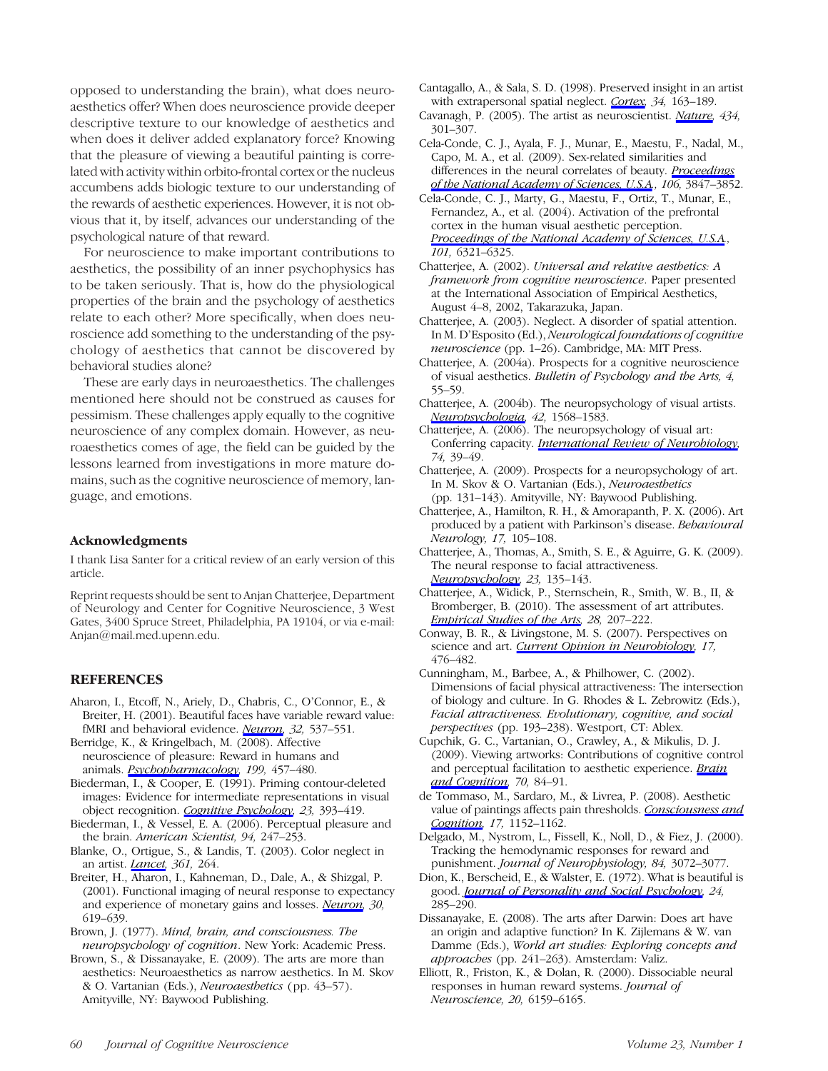opposed to understanding the brain), what does neuroaesthetics offer? When does neuroscience provide deeper descriptive texture to our knowledge of aesthetics and when does it deliver added explanatory force? Knowing that the pleasure of viewing a beautiful painting is correlated with activity within orbito-frontal cortex or the nucleus accumbens adds biologic texture to our understanding of the rewards of aesthetic experiences. However, it is not obvious that it, by itself, advances our understanding of the psychological nature of that reward.

For neuroscience to make important contributions to aesthetics, the possibility of an inner psychophysics has to be taken seriously. That is, how do the physiological properties of the brain and the psychology of aesthetics relate to each other? More specifically, when does neuroscience add something to the understanding of the psychology of aesthetics that cannot be discovered by behavioral studies alone?

These are early days in neuroaesthetics. The challenges mentioned here should not be construed as causes for pessimism. These challenges apply equally to the cognitive neuroscience of any complex domain. However, as neuroaesthetics comes of age, the field can be guided by the lessons learned from investigations in more mature domains, such as the cognitive neuroscience of memory, language, and emotions.

### Acknowledgments

I thank Lisa Santer for a critical review of an early version of this article.

Reprint requests should be sent to Anjan Chatterjee, Department of Neurology and Center for Cognitive Neuroscience, 3 West Gates, 3400 Spruce Street, Philadelphia, PA 19104, or via e-mail: Anjan@mail.med.upenn.edu.

## REFERENCES

Aharon, I., Etcoff, N., Ariely, D., Chabris, C., O'Connor, E., & Breiter, H. (2001). Beautiful faces have variable reward value: fMRI and behavioral evidence. *Neuron, 32,* 537–551.

Berridge, K., & Kringelbach, M. (2008). Affective neuroscience of pleasure: Reward in humans and animals. *Psychopharmacology, 199,* 457–480.

Biederman, I., & Cooper, E. (1991). Priming contour-deleted images: Evidence for intermediate representations in visual object recognition. *Cognitive Psychology, 23,* 393–419.

Biederman, I., & Vessel, E. A. (2006). Perceptual pleasure and the brain. *American Scientist, 94,* 247–253.

Blanke, O., Ortigue, S., & Landis, T. (2003). Color neglect in an artist. *Lancet, 361,* 264.

Breiter, H., Aharon, I., Kahneman, D., Dale, A., & Shizgal, P. (2001). Functional imaging of neural response to expectancy and experience of monetary gains and losses. *Neuron, 30,* 619–639.

Brown, J. (1977). *Mind, brain, and consciousness. The neuropsychology of cognition*. New York: Academic Press.

Brown, S., & Dissanayake, E. (2009). The arts are more than aesthetics: Neuroaesthetics as narrow aesthetics. In M. Skov & O. Vartanian (Eds.), *Neuroaesthetics* (pp. 43–57). Amityville, NY: Baywood Publishing.

Cantagallo, A., & Sala, S. D. (1998). Preserved insight in an artist with extrapersonal spatial neglect. *Cortex, 34,* 163–189.

Cavanagh, P. (2005). The artist as neuroscientist. *Nature, 434,* 301–307.

Cela-Conde, C. J., Ayala, F. J., Munar, E., Maestu, F., Nadal, M., Capo, M. A., et al. (2009). Sex-related similarities and differences in the neural correlates of beauty. *Proceedings of the National Academy of Sciences, U.S.A., 106,* 3847–3852.

Cela-Conde, C. J., Marty, G., Maestu, F., Ortiz, T., Munar, E., Fernandez, A., et al. (2004). Activation of the prefrontal cortex in the human visual aesthetic perception. *Proceedings of the National Academy of Sciences, U.S.A., 101,* 6321–6325.

Chatterjee, A. (2002). *Universal and relative aesthetics: A framework from cognitive neuroscience*. Paper presented at the International Association of Empirical Aesthetics, August 4–8, 2002, Takarazuka, Japan.

Chatterjee, A. (2003). Neglect. A disorder of spatial attention. In M. D'Esposito (Ed.), *Neurological foundations of cognitive neuroscience* (pp. 1–26). Cambridge, MA: MIT Press.

Chatterjee, A. (2004a). Prospects for a cognitive neuroscience of visual aesthetics. *Bulletin of Psychology and the Arts, 4,* 55–59.

Chatterjee, A. (2004b). The neuropsychology of visual artists. *Neuropsychologia, 42,* 1568–1583.

Chatterjee, A. (2006). The neuropsychology of visual art: Conferring capacity. *International Review of Neurobiology, 74,* 39–49.

Chatterjee, A. (2009). Prospects for a neuropsychology of art. In M. Skov & O. Vartanian (Eds.), *Neuroaesthetics* (pp. 131–143). Amityville, NY: Baywood Publishing.

Chatterjee, A., Hamilton, R. H., & Amorapanth, P. X. (2006). Art produced by a patient with Parkinson's disease. *Behavioural Neurology, 17,* 105–108.

Chatterjee, A., Thomas, A., Smith, S. E., & Aguirre, G. K. (2009). The neural response to facial attractiveness. *Neuropsychology, 23,* 135–143.

Chatterjee, A., Widick, P., Sternschein, R., Smith, W. B., II, & Bromberger, B. (2010). The assessment of art attributes. *Empirical Studies of the Arts, 28,* 207–222.

Conway, B. R., & Livingstone, M. S. (2007). Perspectives on science and art. *Current Opinion in Neurobiology, 17,* 476–482.

Cunningham, M., Barbee, A., & Philhower, C. (2002). Dimensions of facial physical attractiveness: The intersection of biology and culture. In G. Rhodes & L. Zebrowitz (Eds.), *Facial attractiveness. Evolutionary, cognitive, and social perspectives* (pp. 193–238). Westport, CT: Ablex.

Cupchik, G. C., Vartanian, O., Crawley, A., & Mikulis, D. J. (2009). Viewing artworks: Contributions of cognitive control and perceptual facilitation to aesthetic experience. *Brain and Cognition, 70,* 84–91.

de Tommaso, M., Sardaro, M., & Livrea, P. (2008). Aesthetic value of paintings affects pain thresholds. *Consciousness and Cognition, 17,* 1152–1162.

Delgado, M., Nystrom, L., Fissell, K., Noll, D., & Fiez, J. (2000). Tracking the hemodynamic responses for reward and punishment. *Journal of Neurophysiology, 84,* 3072–3077.

Dion, K., Berscheid, E., & Walster, E. (1972). What is beautiful is good. *Journal of Personality and Social Psychology, 24,* 285–290.

Dissanayake, E. (2008). The arts after Darwin: Does art have an origin and adaptive function? In K. Zijlemans & W. van Damme (Eds.), *World art studies: Exploring concepts and approaches* (pp. 241–263). Amsterdam: Valiz.

Elliott, R., Friston, K., & Dolan, R. (2000). Dissociable neural responses in human reward systems. *Journal of Neuroscience, 20,* 6159–6165.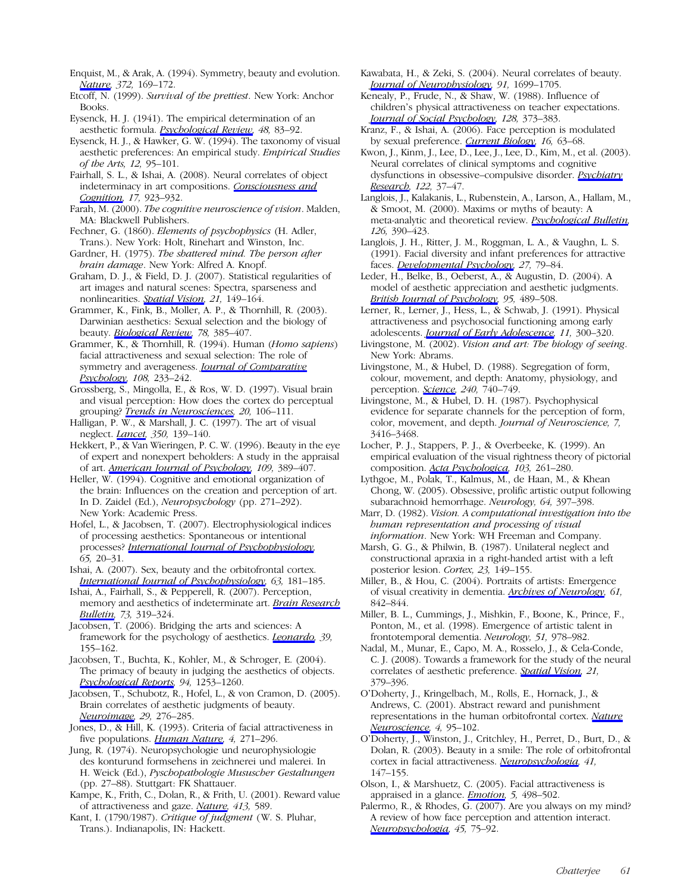Enquist, M., & Arak, A. (1994). Symmetry, beauty and evolution. *Nature, 372,* 169–172.

Etcoff, N. (1999). *Survival of the prettiest*. New York: Anchor Books.

Eysenck, H. J. (1941). The empirical determination of an aesthetic formula. *Psychological Review, 48,* 83–92.

Eysenck, H. J., & Hawker, G. W. (1994). The taxonomy of visual aesthetic preferences: An empirical study. *Empirical Studies of the Arts, 12,* 95–101.

Fairhall, S. L., & Ishai, A. (2008). Neural correlates of object indeterminacy in art compositions. *Consciousness and Cognition, 17,* 923–932.

Farah, M. (2000). *The cognitive neuroscience of vision*. Malden, MA: Blackwell Publishers.

Fechner, G. (1860). *Elements of psychophysics* (H. Adler, Trans.). New York: Holt, Rinehart and Winston, Inc.

Gardner, H. (1975). *The shattered mind. The person after brain damage*. New York: Alfred A. Knopf.

Graham, D. J., & Field, D. J. (2007). Statistical regularities of art images and natural scenes: Spectra, sparseness and nonlinearities. *Spatial Vision, 21,* 149–164.

Grammer, K., Fink, B., Moller, A. P., & Thornhill, R. (2003). Darwinian aesthetics: Sexual selection and the biology of beauty. *Biological Review, 78,* 385–407.

Grammer, K., & Thornhill, R. (1994). Human (*Homo sapiens*) facial attractiveness and sexual selection: The role of symmetry and averageness. *Journal of Comparative Psychology, 108,* 233–242.

Grossberg, S., Mingolla, E., & Ros, W. D. (1997). Visual brain and visual perception: How does the cortex do perceptual grouping? *Trends in Neurosciences, 20,* 106–111.

Halligan, P. W., & Marshall, J. C. (1997). The art of visual neglect. *Lancet, 350,* 139–140.

Hekkert, P., & Van Wieringen, P. C. W. (1996). Beauty in the eye of expert and nonexpert beholders: A study in the appraisal of art. *American Journal of Psychology, 109,* 389–407.

Heller, W. (1994). Cognitive and emotional organization of the brain: Influences on the creation and perception of art. In D. Zaidel (Ed.), *Neuropsychology* (pp. 271–292). New York: Academic Press.

Hofel, L., & Jacobsen, T. (2007). Electrophysiological indices of processing aesthetics: Spontaneous or intentional processes? *International Journal of Psychophysiology, 65,* 20–31.

Ishai, A. (2007). Sex, beauty and the orbitofrontal cortex. *International Journal of Psychophysiology, 63,* 181–185.

Ishai, A., Fairhall, S., & Pepperell, R. (2007). Perception, memory and aesthetics of indeterminate art. *Brain Research Bulletin, 73,* 319–324.

Jacobsen, T. (2006). Bridging the arts and sciences: A framework for the psychology of aesthetics. *Leonardo, 39,* 155–162.

Jacobsen, T., Buchta, K., Kohler, M., & Schroger, E. (2004). The primacy of beauty in judging the aesthetics of objects. *Psychological Reports, 94,* 1253–1260.

Jacobsen, T., Schubotz, R., Hofel, L., & von Cramon, D. (2005). Brain correlates of aesthetic judgments of beauty. *Neuroimage, 29,* 276–285.

Jones, D., & Hill, K. (1993). Criteria of facial attractiveness in five populations. *Human Nature, 4,* 271–296.

Jung, R. (1974). Neuropsychologie und neurophysiologie des konturund formsehens in zeichnerei und malerei. In H. Weick (Ed.), *Pyschopathologie Mususcher Gestaltungen* (pp. 27–88). Stuttgart: FK Shattauer.

Kampe, K., Frith, C., Dolan, R., & Frith, U. (2001). Reward value of attractiveness and gaze. *Nature, 413,* 589.

Kant, I. (1790/1987). *Critique of judgment* (W. S. Pluhar, Trans.). Indianapolis, IN: Hackett.

Kawabata, H., & Zeki, S. (2004). Neural correlates of beauty. *Journal of Neurophysiology, 91,* 1699–1705.

Kenealy, P., Frude, N., & Shaw, W. (1988). Influence of children's physical attractiveness on teacher expectations. *Journal of Social Psychology, 128,* 373–383.

Kranz, F., & Ishai, A. (2006). Face perception is modulated by sexual preference. *Current Biology, 16,* 63–68.

Kwon, J., Kinm, J., Lee, D., Lee, J., Lee, D., Kim, M., et al. (2003). Neural correlates of clinical symptoms and cognitive dysfunctions in obsessive–compulsive disorder. *Psychiatry Research, 122,* 37–47.

Langlois, J., Kalakanis, L., Rubenstein, A., Larson, A., Hallam, M., & Smoot, M. (2000). Maxims or myths of beauty: A meta-analytic and theoretical review. *Psychological Bulletin, 126,* 390–423.

Langlois, J. H., Ritter, J. M., Roggman, L. A., & Vaughn, L. S. (1991). Facial diversity and infant preferences for attractive faces. *Developmental Psychology, 27,* 79–84.

Leder, H., Belke, B., Oeberst, A., & Augustin, D. (2004). A model of aesthetic appreciation and aesthetic judgments. *British Journal of Psychology, 95,* 489–508.

Lerner, R., Lerner, J., Hess, L., & Schwab, J. (1991). Physical attractiveness and psychosocial functioning among early adolescents. *Journal of Early Adolescence, 11,* 300–320.

Livingstone, M. (2002). *Vision and art: The biology of seeing*. New York: Abrams.

Livingstone, M., & Hubel, D. (1988). Segregation of form, colour, movement, and depth: Anatomy, physiology, and perception. *Science, 240,* 740–749.

Livingstone, M., & Hubel, D. H. (1987). Psychophysical evidence for separate channels for the perception of form, color, movement, and depth. *Journal of Neuroscience, 7,* 3416–3468.

Locher, P. J., Stappers, P. J., & Overbeeke, K. (1999). An empirical evaluation of the visual rightness theory of pictorial composition. *Acta Psychologica, 103,* 261–280.

Lythgoe, M., Polak, T., Kalmus, M., de Haan, M., & Khean Chong, W. (2005). Obsessive, prolific artistic output following subarachnoid hemorrhage. *Neurology, 64,* 397–398.

Marr, D. (1982). *Vision. A computational investigation into the human representation and processing of visual information*. New York: WH Freeman and Company.

Marsh, G. G., & Philwin, B. (1987). Unilateral neglect and constructional apraxia in a right-handed artist with a left posterior lesion. *Cortex, 23,* 149–155.

Miller, B., & Hou, C. (2004). Portraits of artists: Emergence of visual creativity in dementia. *Archives of Neurology, 61,* 842–844.

Miller, B. L., Cummings, J., Mishkin, F., Boone, K., Prince, F., Ponton, M., et al. (1998). Emergence of artistic talent in frontotemporal dementia. *Neurology, 51,* 978–982.

Nadal, M., Munar, E., Capo, M. A., Rosselo, J., & Cela-Conde, C. J. (2008). Towards a framework for the study of the neural correlates of aesthetic preference. *Spatial Vision, 21,* 379–396.

O'Doherty, J., Kringelbach, M., Rolls, E., Hornack, J., & Andrews, C. (2001). Abstract reward and punishment representations in the human orbitofrontal cortex. *Nature Neuroscience, 4,* 95–102.

O'Doherty, J., Winston, J., Critchley, H., Perret, D., Burt, D., & Dolan, R. (2003). Beauty in a smile: The role of orbitofrontal cortex in facial attractiveness. *Neuropsychologia, 41,* 147–155.

Olson, I., & Marshuetz, C. (2005). Facial attractiveness is appraised in a glance. *Emotion, 5,* 498–502.

Palermo, R., & Rhodes, G. (2007). Are you always on my mind? A review of how face perception and attention interact. *Neuropsychologia, 45,* 75–92.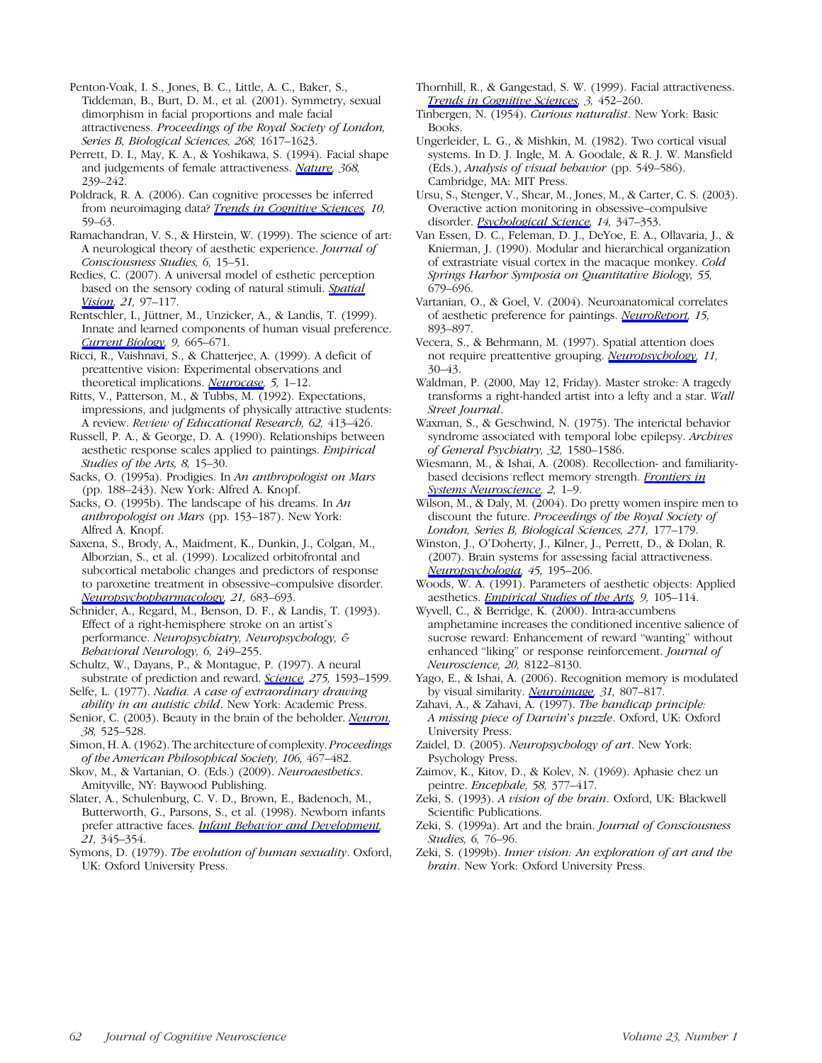Penton-Voak, I. S., Jones, B. C., Little, A. C., Baker, S., Tiddeman, B., Burt, D. M., et al. (2001). Symmetry, sexual dimorphism in facial proportions and male facial attractiveness. *Proceedings of the Royal Society of London, Series B, Biological Sciences, 268,* 1617–1623.

Perrett, D. I., May, K. A., & Yoshikawa, S. (1994). Facial shape and judgements of female attractiveness. *Nature, 368,* 239–242.

Poldrack, R. A. (2006). Can cognitive processes be inferred from neuroimaging data? *Trends in Cognitive Sciences, 10,* 59–63.

Ramachandran, V. S., & Hirstein, W. (1999). The science of art: A neurological theory of aesthetic experience. *Journal of Consciousness Studies, 6,* 15–51.

Redies, C. (2007). A universal model of esthetic perception based on the sensory coding of natural stimuli. *Spatial Vision, 21,* 97–117.

Rentschler, I., Jüttner, M., Unzicker, A., & Landis, T. (1999). Innate and learned components of human visual preference. *Current Biology, 9,* 665–671.

Ricci, R., Vaishnavi, S., & Chatterjee, A. (1999). A deficit of preattentive vision: Experimental observations and theoretical implications. *Neurocase, 5,* 1–12.

Ritts, V., Patterson, M., & Tubbs, M. (1992). Expectations, impressions, and judgments of physically attractive students: A review. *Review of Educational Research, 62,* 413–426.

Russell, P. A., & George, D. A. (1990). Relationships between aesthetic response scales applied to paintings. *Empirical Studies of the Arts, 8,* 15–30.

Sacks, O. (1995a). Prodigies. In *An anthropologist on Mars* (pp. 188–243). New York: Alfred A. Knopf.

Sacks, O. (1995b). The landscape of his dreams. In *An anthropologist on Mars* (pp. 153–187). New York: Alfred A. Knopf.

Saxena, S., Brody, A., Maidment, K., Dunkin, J., Colgan, M., Alborzian, S., et al. (1999). Localized orbitofrontal and subcortical metabolic changes and predictors of response to paroxetine treatment in obsessive–compulsive disorder. *Neuropsychopharmacology, 21,* 683–693.

Schnider, A., Regard, M., Benson, D. F., & Landis, T. (1993). Effect of a right-hemisphere stroke on an artist's performance. *Neuropsychiatry, Neuropsychology, & Behavioral Neurology, 6,* 249–255.

Schultz, W., Dayans, P., & Montague, P. (1997). A neural substrate of prediction and reward. *Science, 275,* 1593–1599.

Selfe, L. (1977). *Nadia. A case of extraordinary drawing ability in an autistic child*. New York: Academic Press.

Senior, C. (2003). Beauty in the brain of the beholder. *Neuron, 38,* 525–528.

Simon, H. A. (1962). The architecture of complexity. *Proceedings of the American Philosophical Society, 106,* 467–482.

Skov, M., & Vartanian, O. (Eds.) (2009). *Neuroaesthetics*. Amityville, NY: Baywood Publishing.

Slater, A., Schulenburg, C. V. D., Brown, E., Badenoch, M., Butterworth, G., Parsons, S., et al. (1998). Newborn infants prefer attractive faces. *Infant Behavior and Development, 21,* 345–354.

Symons, D. (1979). *The evolution of human sexuality*. Oxford, UK: Oxford University Press.

Thornhill, R., & Gangestad, S. W. (1999). Facial attractiveness. *Trends in Cognitive Sciences, 3,* 452–260.

Tinbergen, N. (1954). *Curious naturalist*. New York: Basic Books.

Ungerleider, L. G., & Mishkin, M. (1982). Two cortical visual systems. In D. J. Ingle, M. A. Goodale, & R. J. W. Mansfield (Eds.), *Analysis of visual behavior* (pp. 549–586). Cambridge, MA: MIT Press.

Ursu, S., Stenger, V., Shear, M., Jones, M., & Carter, C. S. (2003). Overactive action monitoring in obsessive–compulsive disorder. *Psychological Science, 14,* 347–353.

Van Essen, D. C., Feleman, D. J., DeYoe, E. A., Ollavaria, J., & Knierman, J. (1990). Modular and hierarchical organization of extrastriate visual cortex in the macaque monkey. *Cold Springs Harbor Symposia on Quantitative Biology, 55,* 679–696.

Vartanian, O., & Goel, V. (2004). Neuroanatomical correlates of aesthetic preference for paintings. *NeuroReport, 15,* 893–897.

Vecera, S., & Behrmann, M. (1997). Spatial attention does not require preattentive grouping. *Neuropsychology, 11,* 30–43.

Waldman, P. (2000, May 12, Friday). Master stroke: A tragedy transforms a right-handed artist into a lefty and a star. *Wall Street Journal*.

Waxman, S., & Geschwind, N. (1975). The interictal behavior syndrome associated with temporal lobe epilepsy. *Archives of General Psychiatry, 32,* 1580–1586.

Wiesmann, M., & Ishai, A. (2008). Recollection- and familiarity-based decisions reflect memory strength. *Frontiers in Systems Neuroscience, 2,* 1–9.

Wilson, M., & Daly, M. (2004). Do pretty women inspire men to discount the future. *Proceedings of the Royal Society of London, Series B, Biological Sciences, 271,* 177–179.

Winston, J., O'Doherty, J., Kilner, J., Perrett, D., & Dolan, R. (2007). Brain systems for assessing facial attractiveness. *Neuropsychologia, 45,* 195–206.

Woods, W. A. (1991). Parameters of aesthetic objects: Applied aesthetics. *Empirical Studies of the Arts, 9,* 105–114.

Wyvell, C., & Berridge, K. (2000). Intra-accumbens amphetamine increases the conditioned incentive salience of sucrose reward: Enhancement of reward "wanting" without enhanced "liking" or response reinforcement. *Journal of Neuroscience, 20,* 8122–8130.

Yago, E., & Ishai, A. (2006). Recognition memory is modulated by visual similarity. *Neuroimage, 31,* 807–817.

Zahavi, A., & Zahavi, A. (1997). *The handicap principle: A missing piece of Darwin's puzzle*. Oxford, UK: Oxford University Press.

Zaidel, D. (2005). *Neuropsychology of art*. New York: Psychology Press.

Zaimov, K., Kitov, D., & Kolev, N. (1969). Aphasie chez un peintre. *Encephale, 58,* 377–417.

Zeki, S. (1993). *A vision of the brain*. Oxford, UK: Blackwell Scientific Publications.

Zeki, S. (1999a). Art and the brain. *Journal of Consciousness Studies, 6,* 76–96.

Zeki, S. (1999b). *Inner vision: An exploration of art and the brain*. New York: Oxford University Press.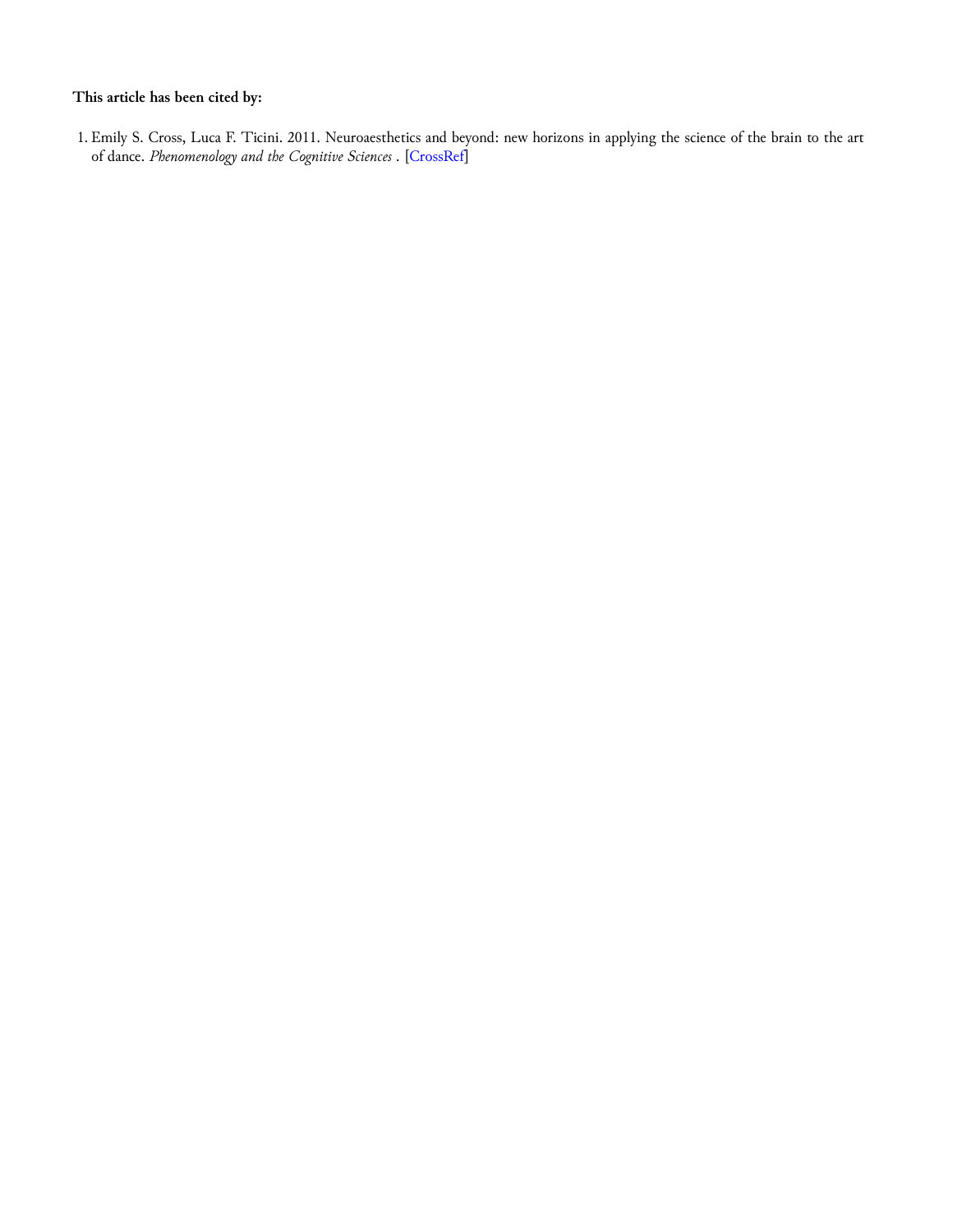**This article has been cited by:**

1. Emily S. Cross, Luca F. Ticini. 2011. Neuroaesthetics and beyond: new horizons in applying the science of the brain to the art of dance. *Phenomenology and the Cognitive Sciences* . [CrossRef]